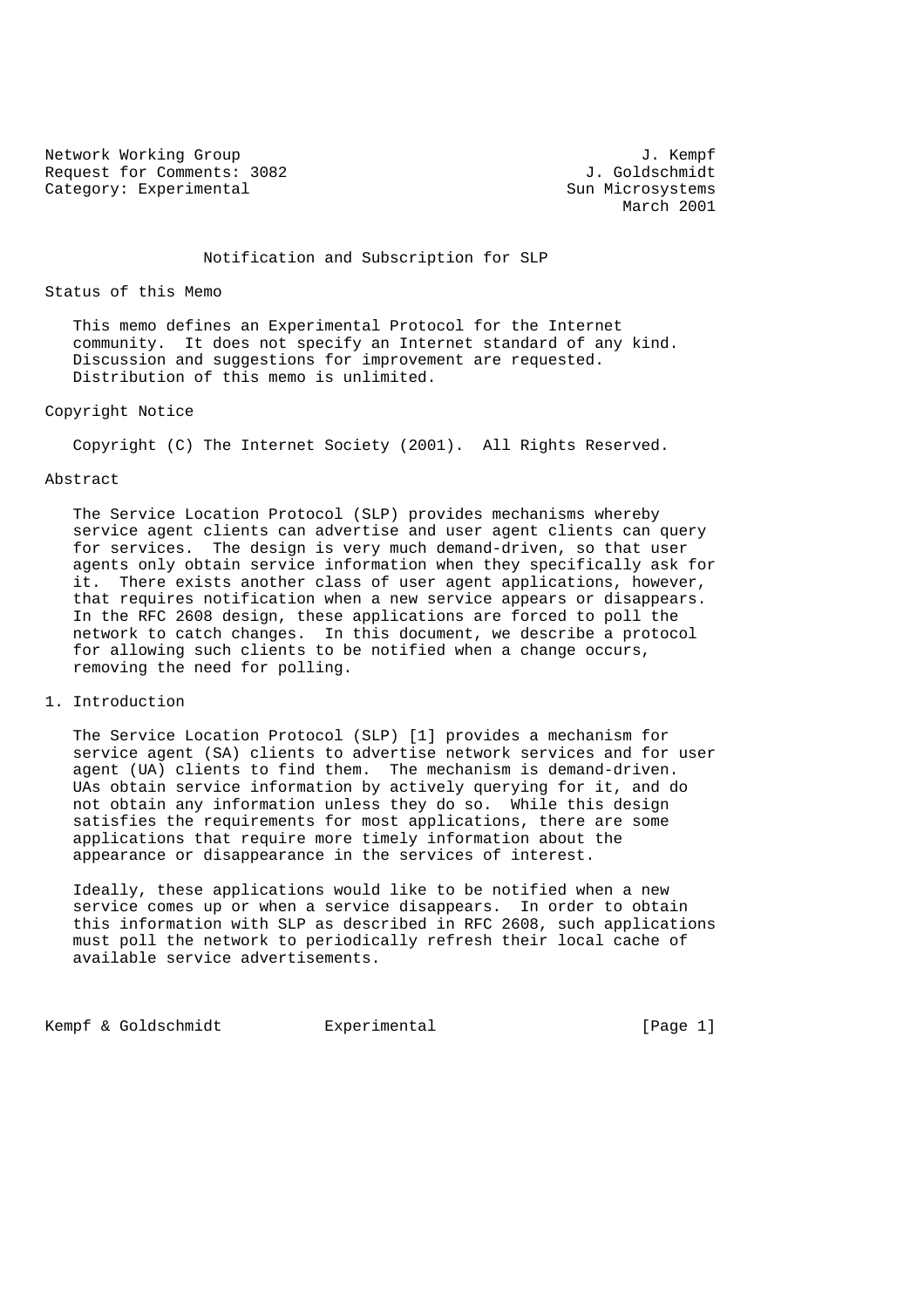Network Working Group J. Kempf
Request for Comments: 3082 J. Goldschmidt
Category: Experimental Sun Microsystems
March 2001

# Notification and Subscription for SLP

## Status of this Memo

This memo defines an Experimental Protocol for the Internet community. It does not specify an Internet standard of any kind. Discussion and suggestions for improvement are requested. Distribution of this memo is unlimited.

## Copyright Notice

Copyright (C) The Internet Society (2001). All Rights Reserved.

## Abstract

The Service Location Protocol (SLP) provides mechanisms whereby service agent clients can advertise and user agent clients can query for services. The design is very much demand-driven, so that user agents only obtain service information when they specifically ask for it. There exists another class of user agent applications, however, that requires notification when a new service appears or disappears. In the RFC 2608 design, these applications are forced to poll the network to catch changes. In this document, we describe a protocol for allowing such clients to be notified when a change occurs, removing the need for polling.

## 1. Introduction

The Service Location Protocol (SLP) [1] provides a mechanism for service agent (SA) clients to advertise network services and for user agent (UA) clients to find them. The mechanism is demand-driven. UAs obtain service information by actively querying for it, and do not obtain any information unless they do so. While this design satisfies the requirements for most applications, there are some applications that require more timely information about the appearance or disappearance in the services of interest.

Ideally, these applications would like to be notified when a new service comes up or when a service disappears. In order to obtain this information with SLP as described in RFC 2608, such applications must poll the network to periodically refresh their local cache of available service advertisements.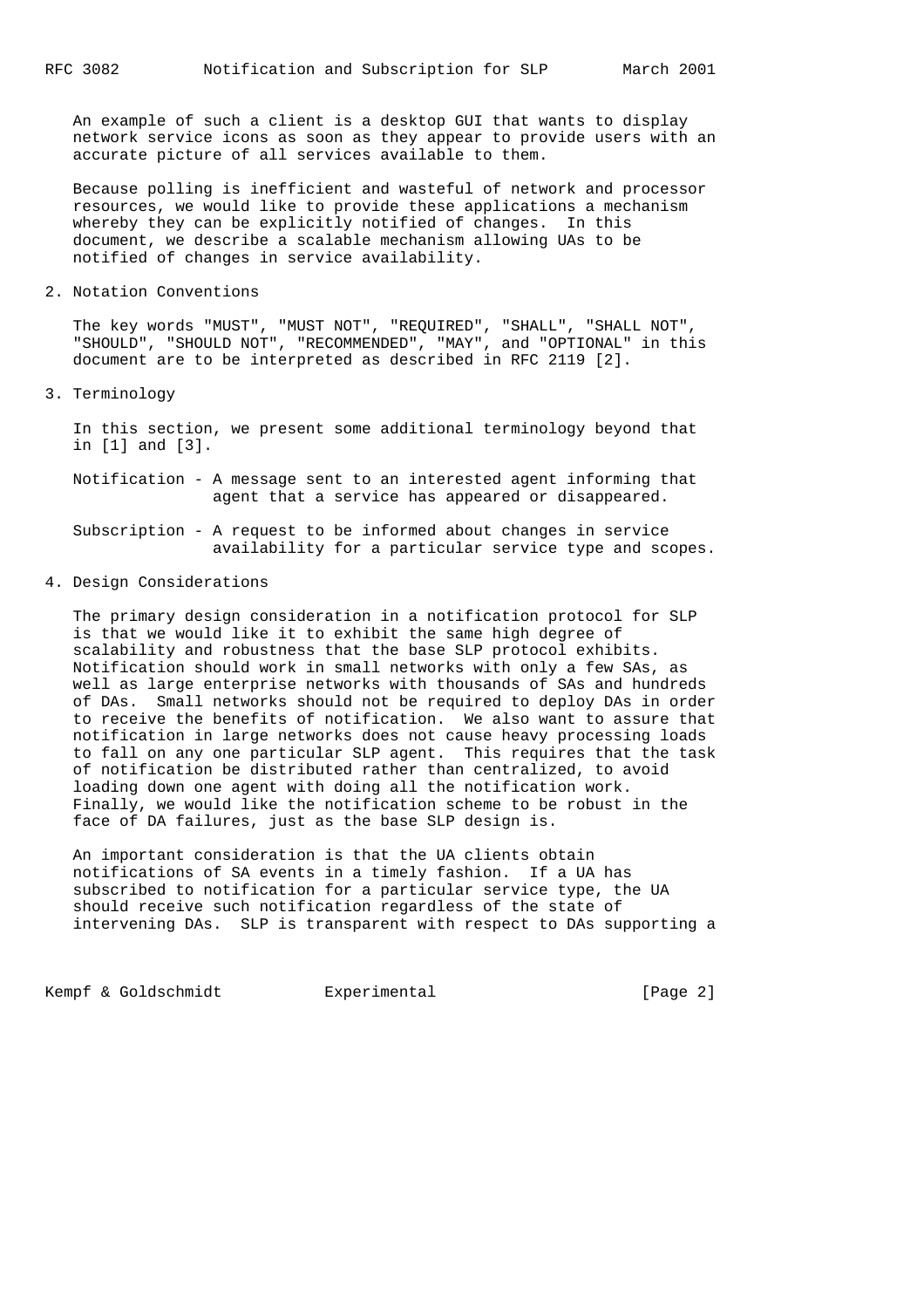An example of such a client is a desktop GUI that wants to display network service icons as soon as they appear to provide users with an accurate picture of all services available to them.

Because polling is inefficient and wasteful of network and processor resources, we would like to provide these applications a mechanism whereby they can be explicitly notified of changes. In this document, we describe a scalable mechanism allowing UAs to be notified of changes in service availability.

## 2. Notation Conventions

The key words "MUST", "MUST NOT", "REQUIRED", "SHALL", "SHALL NOT", "SHOULD", "SHOULD NOT", "RECOMMENDED", "MAY", and "OPTIONAL" in this document are to be interpreted as described in RFC 2119 [2].

## 3. Terminology

In this section, we present some additional terminology beyond that in [1] and [3].

Notification - A message sent to an interested agent informing that agent that a service has appeared or disappeared.

Subscription - A request to be informed about changes in service availability for a particular service type and scopes.

## 4. Design Considerations

The primary design consideration in a notification protocol for SLP is that we would like it to exhibit the same high degree of scalability and robustness that the base SLP protocol exhibits. Notification should work in small networks with only a few SAs, as well as large enterprise networks with thousands of SAs and hundreds of DAs. Small networks should not be required to deploy DAs in order to receive the benefits of notification. We also want to assure that notification in large networks does not cause heavy processing loads to fall on any one particular SLP agent. This requires that the task of notification be distributed rather than centralized, to avoid loading down one agent with doing all the notification work. Finally, we would like the notification scheme to be robust in the face of DA failures, just as the base SLP design is.

An important consideration is that the UA clients obtain notifications of SA events in a timely fashion. If a UA has subscribed to notification for a particular service type, the UA should receive such notification regardless of the state of intervening DAs. SLP is transparent with respect to DAs supporting a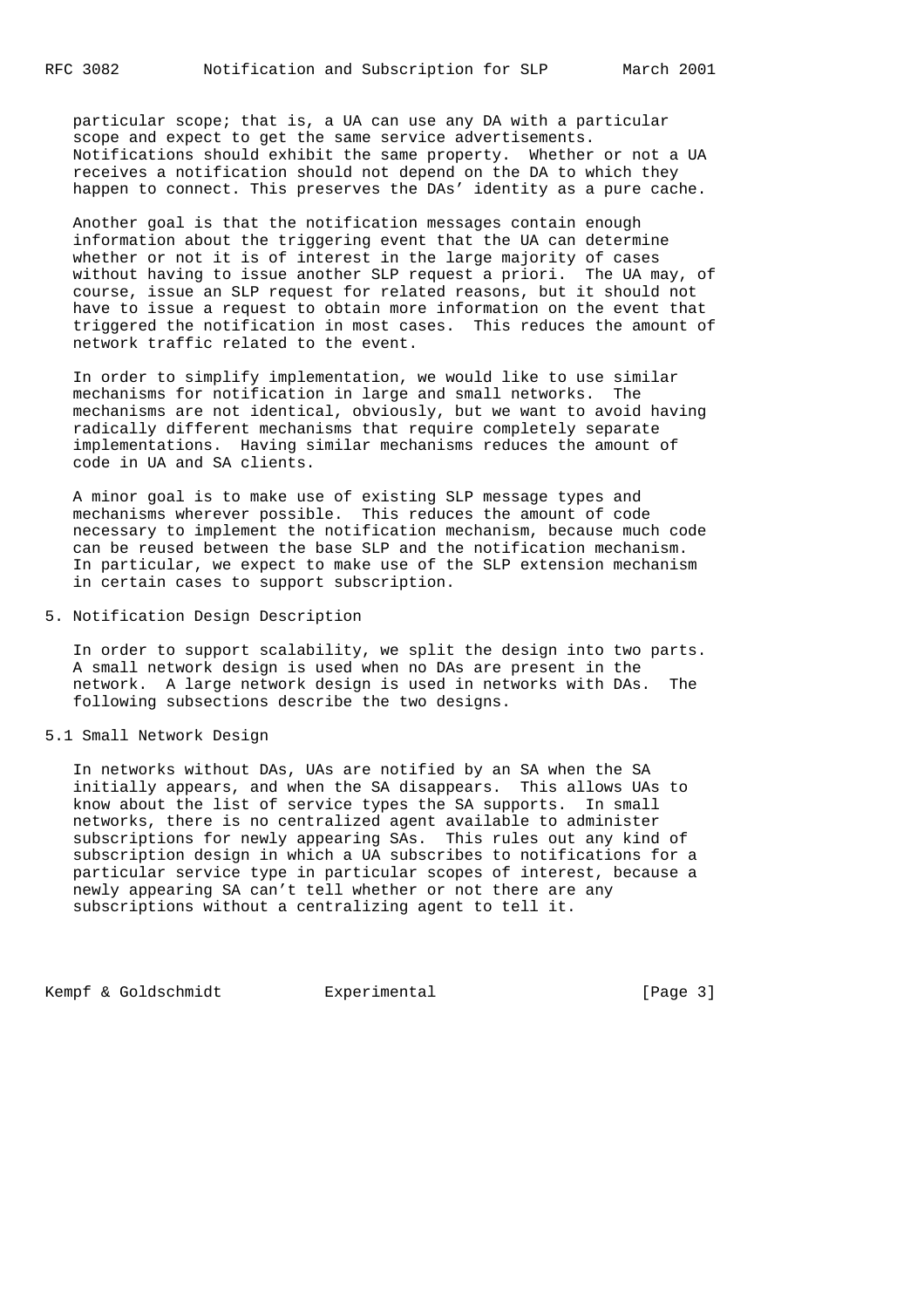particular scope; that is, a UA can use any DA with a particular scope and expect to get the same service advertisements. Notifications should exhibit the same property. Whether or not a UA receives a notification should not depend on the DA to which they happen to connect. This preserves the DAs' identity as a pure cache.

Another goal is that the notification messages contain enough information about the triggering event that the UA can determine whether or not it is of interest in the large majority of cases without having to issue another SLP request a priori. The UA may, of course, issue an SLP request for related reasons, but it should not have to issue a request to obtain more information on the event that triggered the notification in most cases. This reduces the amount of network traffic related to the event.

In order to simplify implementation, we would like to use similar mechanisms for notification in large and small networks. The mechanisms are not identical, obviously, but we want to avoid having radically different mechanisms that require completely separate implementations. Having similar mechanisms reduces the amount of code in UA and SA clients.

A minor goal is to make use of existing SLP message types and mechanisms wherever possible. This reduces the amount of code necessary to implement the notification mechanism, because much code can be reused between the base SLP and the notification mechanism. In particular, we expect to make use of the SLP extension mechanism in certain cases to support subscription.

## 5. Notification Design Description

In order to support scalability, we split the design into two parts. A small network design is used when no DAs are present in the network. A large network design is used in networks with DAs. The following subsections describe the two designs.

### 5.1 Small Network Design

In networks without DAs, UAs are notified by an SA when the SA initially appears, and when the SA disappears. This allows UAs to know about the list of service types the SA supports. In small networks, there is no centralized agent available to administer subscriptions for newly appearing SAs. This rules out any kind of subscription design in which a UA subscribes to notifications for a particular service type in particular scopes of interest, because a newly appearing SA can't tell whether or not there are any subscriptions without a centralizing agent to tell it.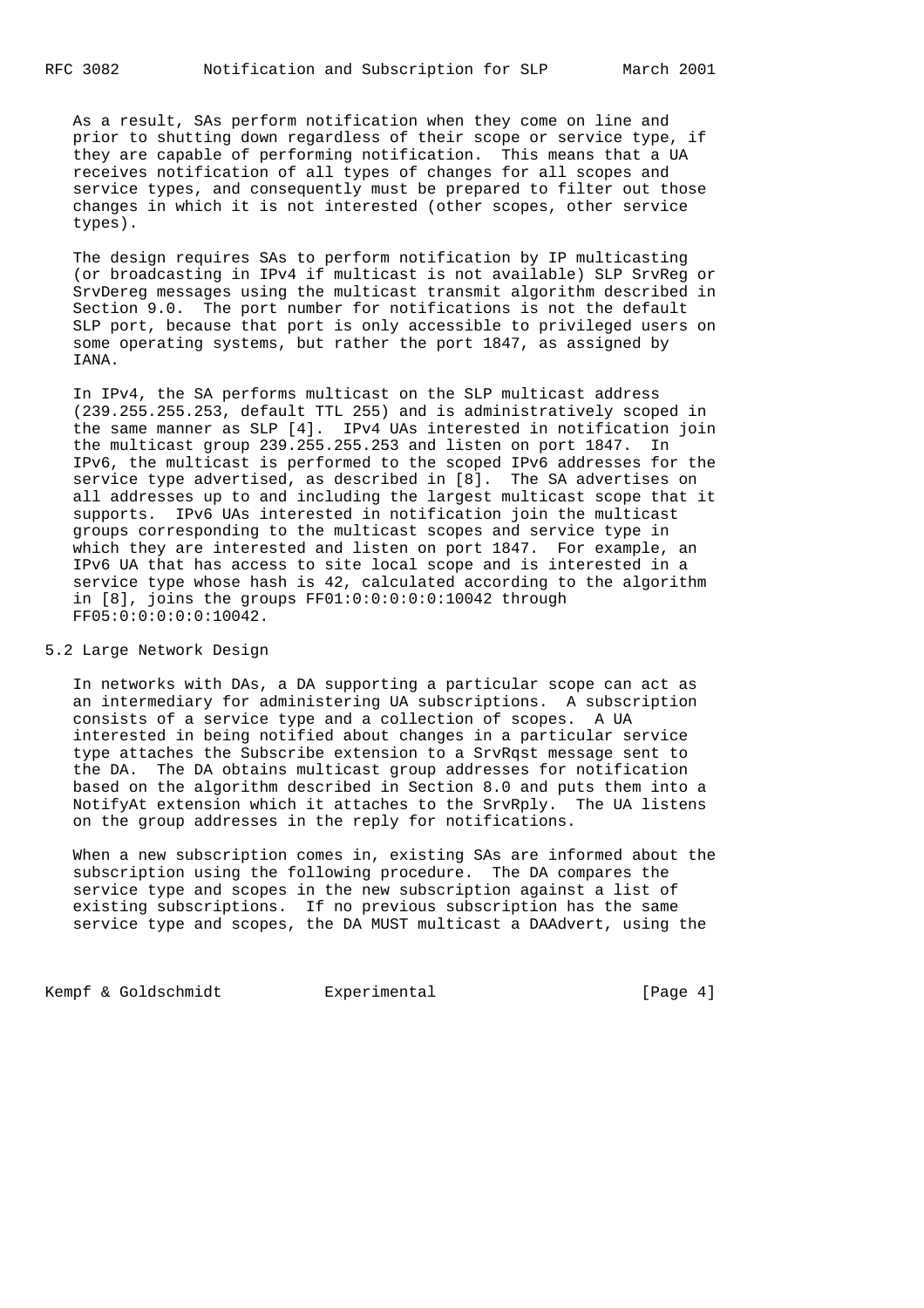As a result, SAs perform notification when they come on line and prior to shutting down regardless of their scope or service type, if they are capable of performing notification. This means that a UA receives notification of all types of changes for all scopes and service types, and consequently must be prepared to filter out those changes in which it is not interested (other scopes, other service types).

The design requires SAs to perform notification by IP multicasting (or broadcasting in IPv4 if multicast is not available) SLP SrvReg or SrvDereg messages using the multicast transmit algorithm described in Section 9.0. The port number for notifications is not the default SLP port, because that port is only accessible to privileged users on some operating systems, but rather the port 1847, as assigned by IANA.

In IPv4, the SA performs multicast on the SLP multicast address (239.255.255.253, default TTL 255) and is administratively scoped in the same manner as SLP [4]. IPv4 UAs interested in notification join the multicast group 239.255.255.253 and listen on port 1847. In IPv6, the multicast is performed to the scoped IPv6 addresses for the service type advertised, as described in [8]. The SA advertises on all addresses up to and including the largest multicast scope that it supports. IPv6 UAs interested in notification join the multicast groups corresponding to the multicast scopes and service type in which they are interested and listen on port 1847. For example, an IPv6 UA that has access to site local scope and is interested in a service type whose hash is 42, calculated according to the algorithm in [8], joins the groups FF01:0:0:0:0:0:10042 through FF05:0:0:0:0:0:10042.

## 5.2 Large Network Design

In networks with DAs, a DA supporting a particular scope can act as an intermediary for administering UA subscriptions. A subscription consists of a service type and a collection of scopes. A UA interested in being notified about changes in a particular service type attaches the Subscribe extension to a SrvRqst message sent to the DA. The DA obtains multicast group addresses for notification based on the algorithm described in Section 8.0 and puts them into a NotifyAt extension which it attaches to the SrvRply. The UA listens on the group addresses in the reply for notifications.

When a new subscription comes in, existing SAs are informed about the subscription using the following procedure. The DA compares the service type and scopes in the new subscription against a list of existing subscriptions. If no previous subscription has the same service type and scopes, the DA MUST multicast a DAAdvert, using the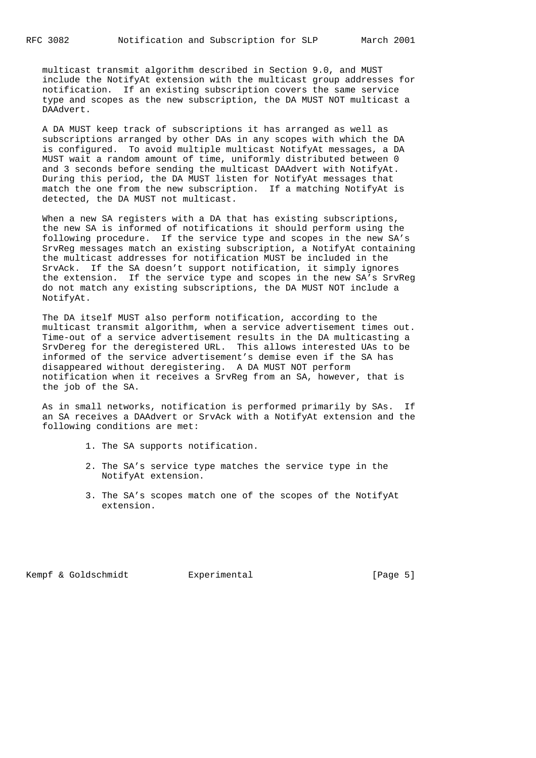multicast transmit algorithm described in Section 9.0, and MUST include the NotifyAt extension with the multicast group addresses for notification. If an existing subscription covers the same service type and scopes as the new subscription, the DA MUST NOT multicast a DAAdvert.

A DA MUST keep track of subscriptions it has arranged as well as subscriptions arranged by other DAs in any scopes with which the DA is configured. To avoid multiple multicast NotifyAt messages, a DA MUST wait a random amount of time, uniformly distributed between 0 and 3 seconds before sending the multicast DAAdvert with NotifyAt. During this period, the DA MUST listen for NotifyAt messages that match the one from the new subscription. If a matching NotifyAt is detected, the DA MUST not multicast.

When a new SA registers with a DA that has existing subscriptions, the new SA is informed of notifications it should perform using the following procedure. If the service type and scopes in the new SA's SrvReg messages match an existing subscription, a NotifyAt containing the multicast addresses for notification MUST be included in the SrvAck. If the SA doesn't support notification, it simply ignores the extension. If the service type and scopes in the new SA's SrvReg do not match any existing subscriptions, the DA MUST NOT include a NotifyAt.

The DA itself MUST also perform notification, according to the multicast transmit algorithm, when a service advertisement times out. Time-out of a service advertisement results in the DA multicasting a SrvDereg for the deregistered URL. This allows interested UAs to be informed of the service advertisement's demise even if the SA has disappeared without deregistering. A DA MUST NOT perform notification when it receives a SrvReg from an SA, however, that is the job of the SA.

As in small networks, notification is performed primarily by SAs. If an SA receives a DAAdvert or SrvAck with a NotifyAt extension and the following conditions are met:

1. The SA supports notification.

2. The SA's service type matches the service type in the NotifyAt extension.

3. The SA's scopes match one of the scopes of the NotifyAt extension.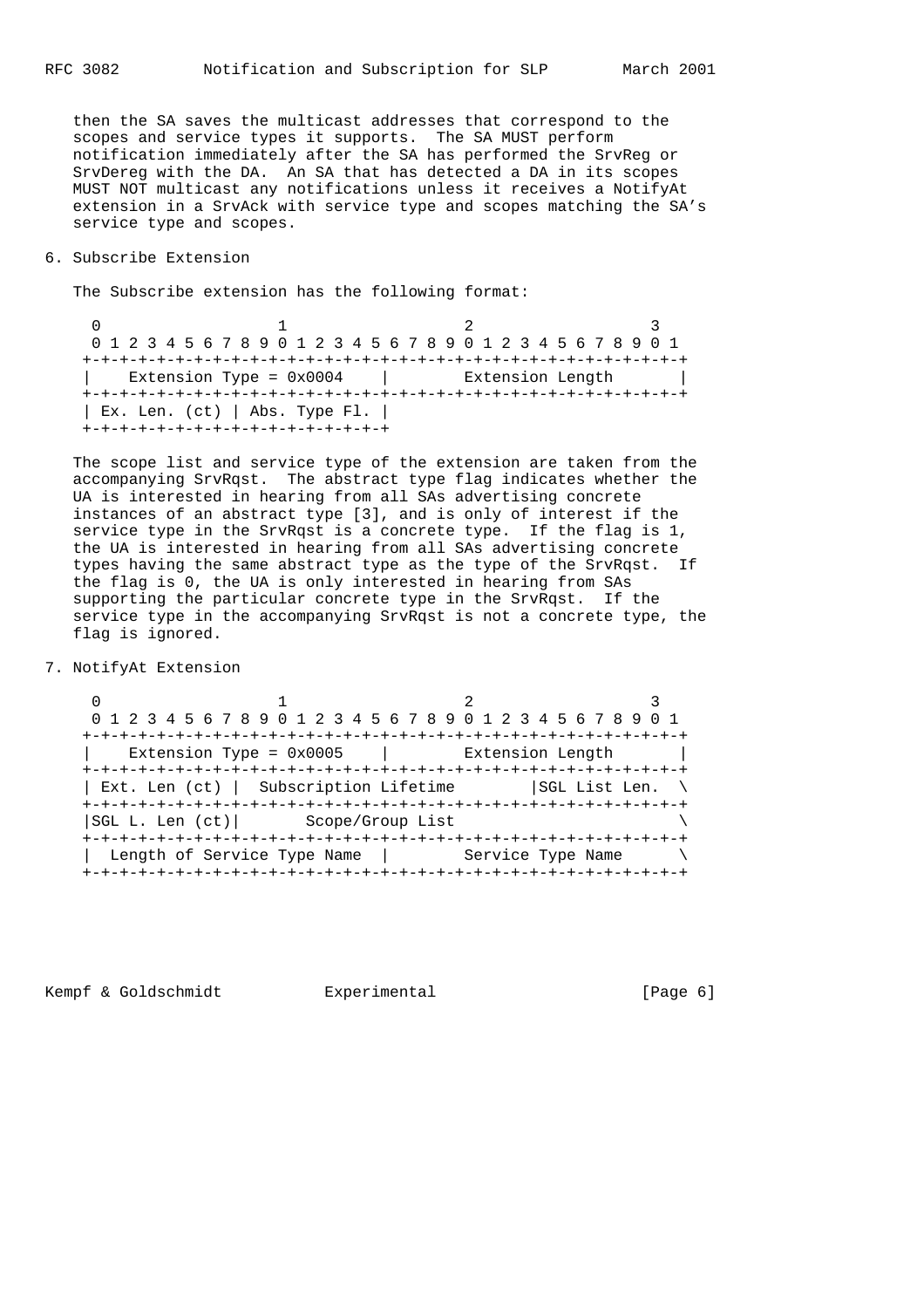then the SA saves the multicast addresses that correspond to the scopes and service types it supports. The SA MUST perform notification immediately after the SA has performed the SrvReg or SrvDereg with the DA. An SA that has detected a DA in its scopes MUST NOT multicast any notifications unless it receives a NotifyAt extension in a SrvAck with service type and scopes matching the SA's service type and scopes.

## 6. Subscribe Extension

The Subscribe extension has the following format:

```
 0                   1                   2                   3
 0 1 2 3 4 5 6 7 8 9 0 1 2 3 4 5 6 7 8 9 0 1 2 3 4 5 6 7 8 9 0 1
+-+-+-+-+-+-+-+-+-+-+-+-+-+-+-+-+-+-+-+-+-+-+-+-+-+-+-+-+-+-+-+-+
|    Extension Type = 0x0004    |       Extension Length        |
+-+-+-+-+-+-+-+-+-+-+-+-+-+-+-+-+-+-+-+-+-+-+-+-+-+-+-+-+-+-+-+-+
| Ex. Len. (ct) | Abs. Type Fl. |
+-+-+-+-+-+-+-+-+-+-+-+-+-+-+-+-+
```

The scope list and service type of the extension are taken from the accompanying SrvRqst. The abstract type flag indicates whether the UA is interested in hearing from all SAs advertising concrete instances of an abstract type [3], and is only of interest if the service type in the SrvRqst is a concrete type. If the flag is 1, the UA is interested in hearing from all SAs advertising concrete types having the same abstract type as the type of the SrvRqst. If the flag is 0, the UA is only interested in hearing from SAs supporting the particular concrete type in the SrvRqst. If the service type in the accompanying SrvRqst is not a concrete type, the flag is ignored.

## 7. NotifyAt Extension

```
 0                   1                   2                   3
 0 1 2 3 4 5 6 7 8 9 0 1 2 3 4 5 6 7 8 9 0 1 2 3 4 5 6 7 8 9 0 1
+-+-+-+-+-+-+-+-+-+-+-+-+-+-+-+-+-+-+-+-+-+-+-+-+-+-+-+-+-+-+-+-+
|    Extension Type = 0x0005    |       Extension Length        |
+-+-+-+-+-+-+-+-+-+-+-+-+-+-+-+-+-+-+-+-+-+-+-+-+-+-+-+-+-+-+-+-+
| Ext. Len (ct) |  Subscription Lifetime        |SGL List Len.  \
+-+-+-+-+-+-+-+-+-+-+-+-+-+-+-+-+-+-+-+-+-+-+-+-+-+-+-+-+-+-+-+-+
|SGL L. Len (ct)|       Scope/Group List                        \
+-+-+-+-+-+-+-+-+-+-+-+-+-+-+-+-+-+-+-+-+-+-+-+-+-+-+-+-+-+-+-+-+
|  Length of Service Type Name  |       Service Type Name       \
+-+-+-+-+-+-+-+-+-+-+-+-+-+-+-+-+-+-+-+-+-+-+-+-+-+-+-+-+-+-+-+-+
```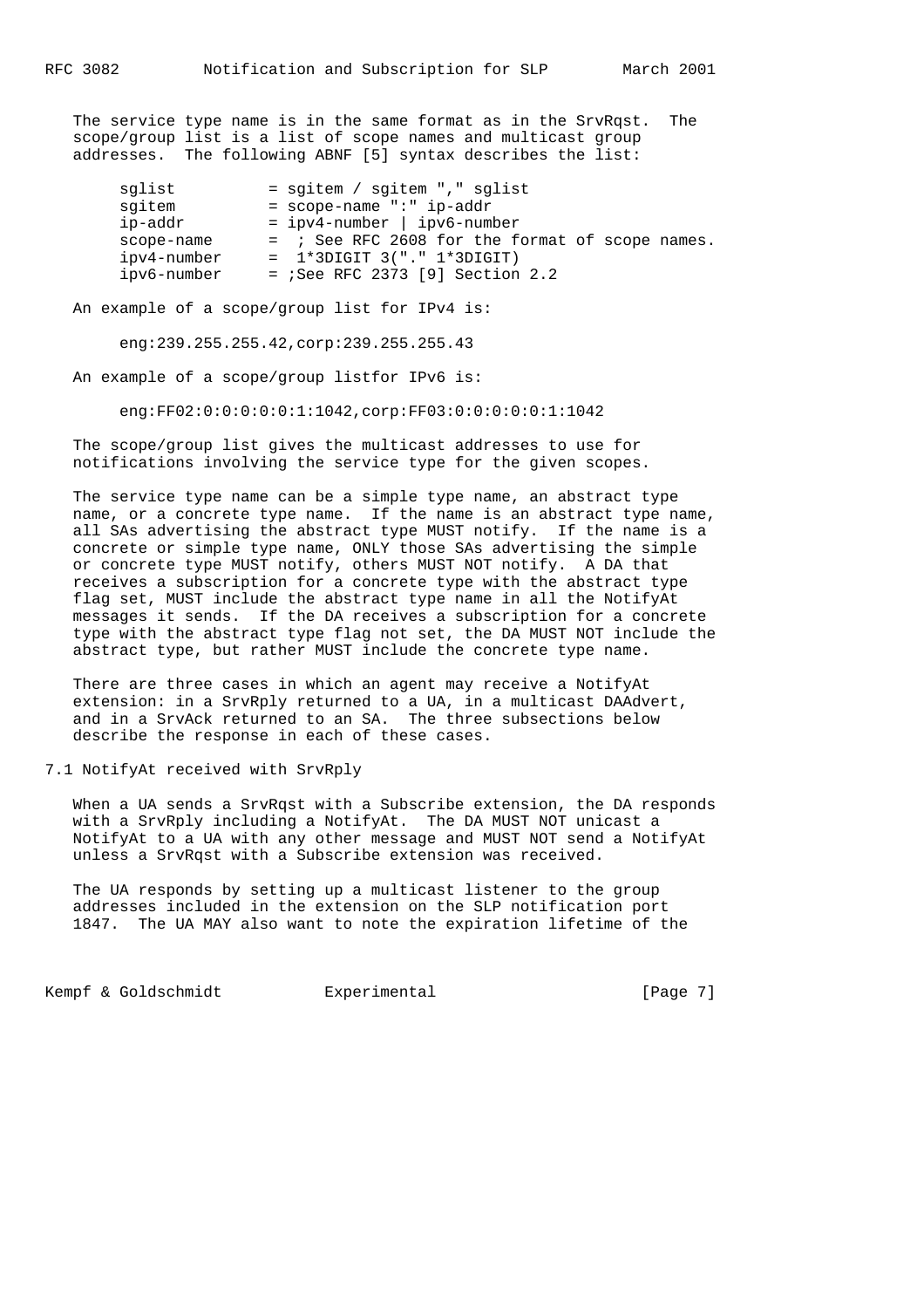The service type name is in the same format as in the SrvRqst. The scope/group list is a list of scope names and multicast group addresses. The following ABNF [5] syntax describes the list:

```
sglist          = sgitem / sgitem "," sglist
sgitem          = scope-name ":" ip-addr
ip-addr         = ipv4-number | ipv6-number
scope-name      =  ; See RFC 2608 for the format of scope names.
ipv4-number     =  1*3DIGIT 3("." 1*3DIGIT)
ipv6-number     = ;See RFC 2373 [9] Section 2.2
```

An example of a scope/group list for IPv4 is:

```
eng:239.255.255.42,corp:239.255.255.43
```

An example of a scope/group listfor IPv6 is:

```
eng:FF02:0:0:0:0:0:1:1042,corp:FF03:0:0:0:0:0:1:1042
```

The scope/group list gives the multicast addresses to use for notifications involving the service type for the given scopes.

The service type name can be a simple type name, an abstract type name, or a concrete type name. If the name is an abstract type name, all SAs advertising the abstract type MUST notify. If the name is a concrete or simple type name, ONLY those SAs advertising the simple or concrete type MUST notify, others MUST NOT notify. A DA that receives a subscription for a concrete type with the abstract type flag set, MUST include the abstract type name in all the NotifyAt messages it sends. If the DA receives a subscription for a concrete type with the abstract type flag not set, the DA MUST NOT include the abstract type, but rather MUST include the concrete type name.

There are three cases in which an agent may receive a NotifyAt extension: in a SrvRply returned to a UA, in a multicast DAAdvert, and in a SrvAck returned to an SA. The three subsections below describe the response in each of these cases.

### 7.1 NotifyAt received with SrvRply

When a UA sends a SrvRqst with a Subscribe extension, the DA responds with a SrvRply including a NotifyAt. The DA MUST NOT unicast a NotifyAt to a UA with any other message and MUST NOT send a NotifyAt unless a SrvRqst with a Subscribe extension was received.

The UA responds by setting up a multicast listener to the group addresses included in the extension on the SLP notification port 1847. The UA MAY also want to note the expiration lifetime of the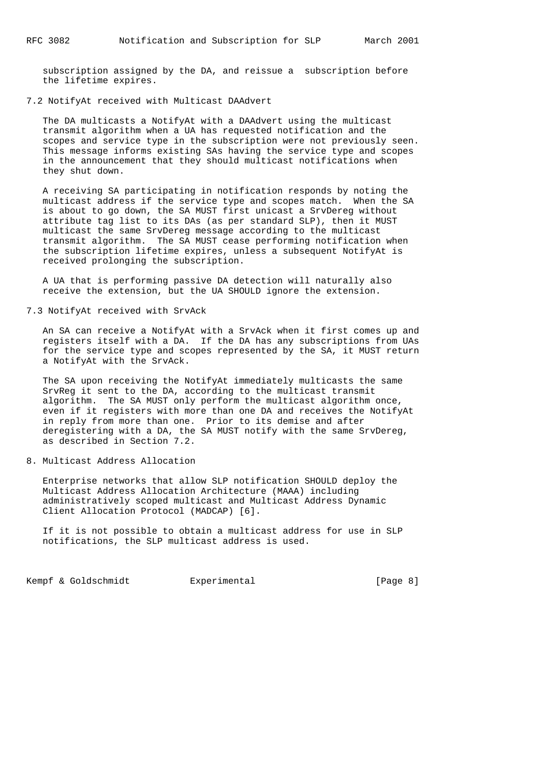subscription assigned by the DA, and reissue a subscription before the lifetime expires.

### 7.2 NotifyAt received with Multicast DAAdvert

The DA multicasts a NotifyAt with a DAAdvert using the multicast transmit algorithm when a UA has requested notification and the scopes and service type in the subscription were not previously seen. This message informs existing SAs having the service type and scopes in the announcement that they should multicast notifications when they shut down.

A receiving SA participating in notification responds by noting the multicast address if the service type and scopes match. When the SA is about to go down, the SA MUST first unicast a SrvDereg without attribute tag list to its DAs (as per standard SLP), then it MUST multicast the same SrvDereg message according to the multicast transmit algorithm. The SA MUST cease performing notification when the subscription lifetime expires, unless a subsequent NotifyAt is received prolonging the subscription.

A UA that is performing passive DA detection will naturally also receive the extension, but the UA SHOULD ignore the extension.

### 7.3 NotifyAt received with SrvAck

An SA can receive a NotifyAt with a SrvAck when it first comes up and registers itself with a DA. If the DA has any subscriptions from UAs for the service type and scopes represented by the SA, it MUST return a NotifyAt with the SrvAck.

The SA upon receiving the NotifyAt immediately multicasts the same SrvReg it sent to the DA, according to the multicast transmit algorithm. The SA MUST only perform the multicast algorithm once, even if it registers with more than one DA and receives the NotifyAt in reply from more than one. Prior to its demise and after deregistering with a DA, the SA MUST notify with the same SrvDereg, as described in Section 7.2.

## 8. Multicast Address Allocation

Enterprise networks that allow SLP notification SHOULD deploy the Multicast Address Allocation Architecture (MAAA) including administratively scoped multicast and Multicast Address Dynamic Client Allocation Protocol (MADCAP) [6].

If it is not possible to obtain a multicast address for use in SLP notifications, the SLP multicast address is used.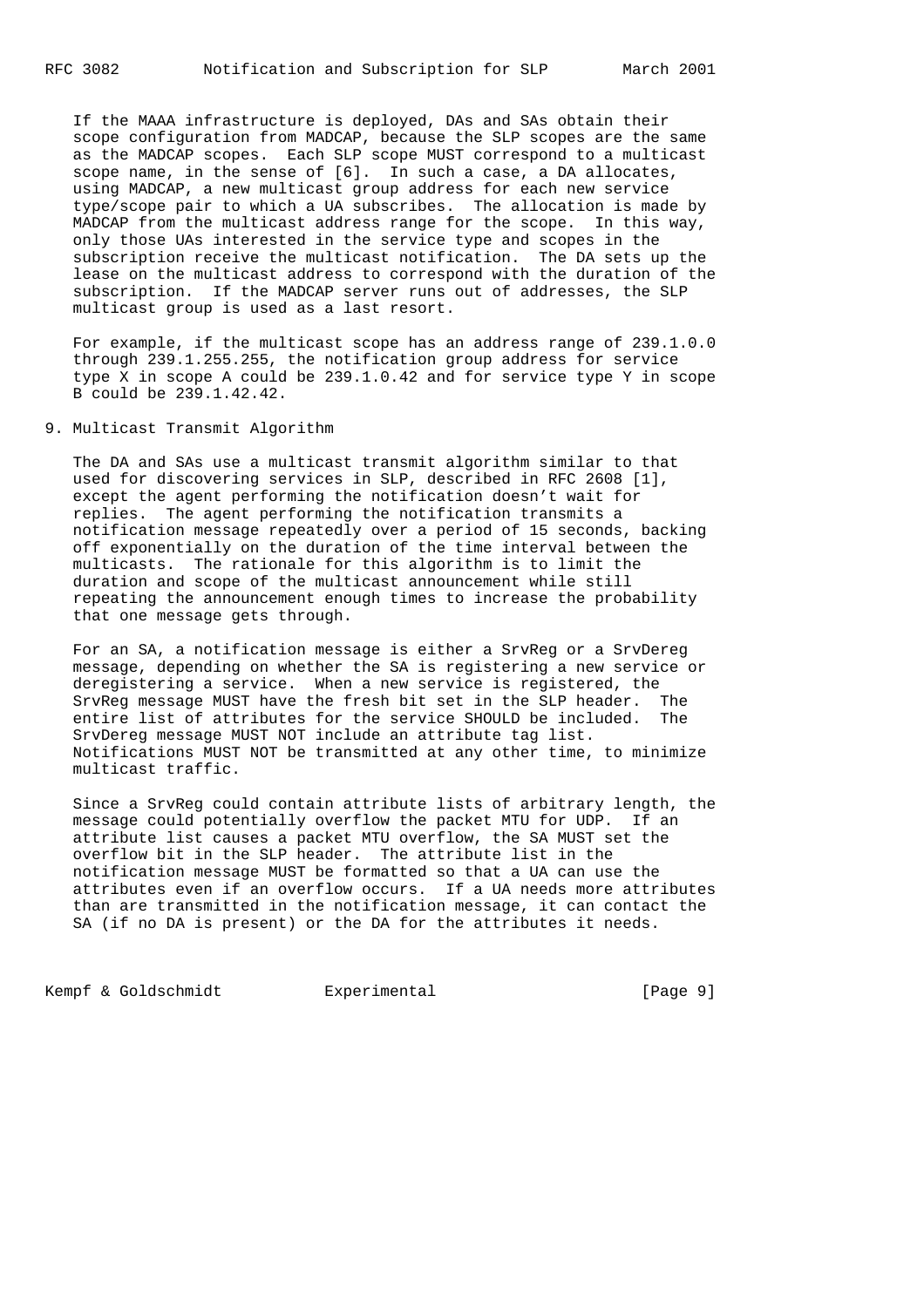If the MAAA infrastructure is deployed, DAs and SAs obtain their scope configuration from MADCAP, because the SLP scopes are the same as the MADCAP scopes. Each SLP scope MUST correspond to a multicast scope name, in the sense of [6]. In such a case, a DA allocates, using MADCAP, a new multicast group address for each new service type/scope pair to which a UA subscribes. The allocation is made by MADCAP from the multicast address range for the scope. In this way, only those UAs interested in the service type and scopes in the subscription receive the multicast notification. The DA sets up the lease on the multicast address to correspond with the duration of the subscription. If the MADCAP server runs out of addresses, the SLP multicast group is used as a last resort.

For example, if the multicast scope has an address range of 239.1.0.0 through 239.1.255.255, the notification group address for service type X in scope A could be 239.1.0.42 and for service type Y in scope B could be 239.1.42.42.

## 9. Multicast Transmit Algorithm

The DA and SAs use a multicast transmit algorithm similar to that used for discovering services in SLP, described in RFC 2608 [1], except the agent performing the notification doesn't wait for replies. The agent performing the notification transmits a notification message repeatedly over a period of 15 seconds, backing off exponentially on the duration of the time interval between the multicasts. The rationale for this algorithm is to limit the duration and scope of the multicast announcement while still repeating the announcement enough times to increase the probability that one message gets through.

For an SA, a notification message is either a SrvReg or a SrvDereg message, depending on whether the SA is registering a new service or deregistering a service. When a new service is registered, the SrvReg message MUST have the fresh bit set in the SLP header. The entire list of attributes for the service SHOULD be included. The SrvDereg message MUST NOT include an attribute tag list. Notifications MUST NOT be transmitted at any other time, to minimize multicast traffic.

Since a SrvReg could contain attribute lists of arbitrary length, the message could potentially overflow the packet MTU for UDP. If an attribute list causes a packet MTU overflow, the SA MUST set the overflow bit in the SLP header. The attribute list in the notification message MUST be formatted so that a UA can use the attributes even if an overflow occurs. If a UA needs more attributes than are transmitted in the notification message, it can contact the SA (if no DA is present) or the DA for the attributes it needs.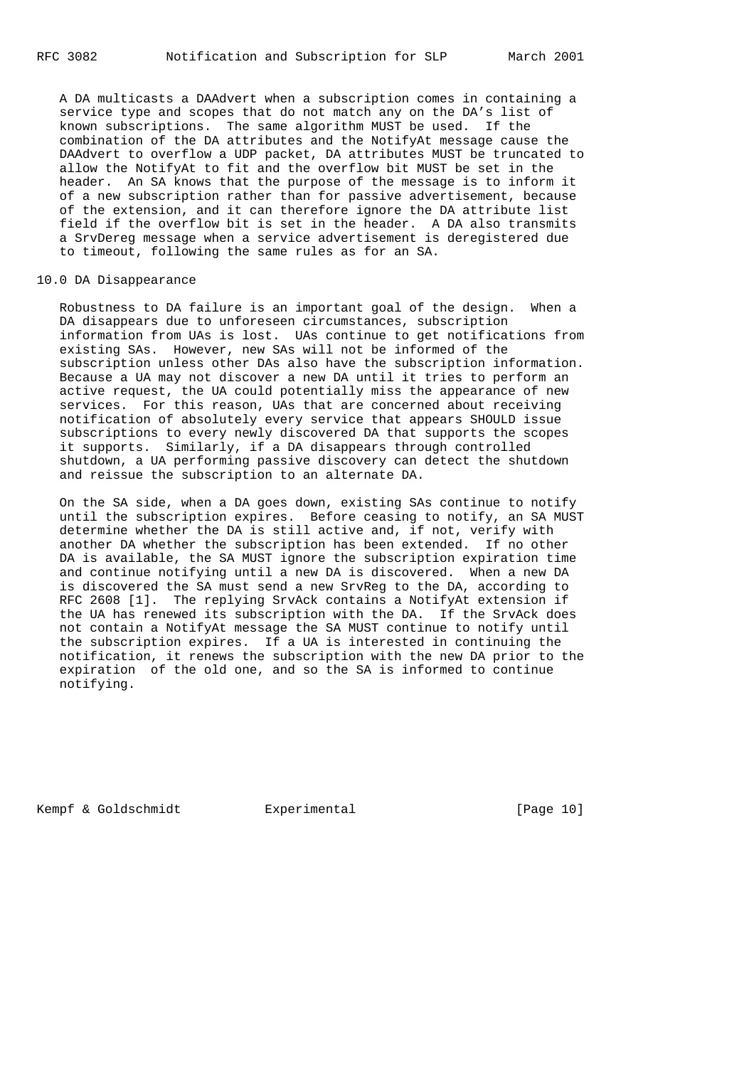A DA multicasts a DAAdvert when a subscription comes in containing a service type and scopes that do not match any on the DA's list of known subscriptions. The same algorithm MUST be used. If the combination of the DA attributes and the NotifyAt message cause the DAAdvert to overflow a UDP packet, DA attributes MUST be truncated to allow the NotifyAt to fit and the overflow bit MUST be set in the header. An SA knows that the purpose of the message is to inform it of a new subscription rather than for passive advertisement, because of the extension, and it can therefore ignore the DA attribute list field if the overflow bit is set in the header. A DA also transmits a SrvDereg message when a service advertisement is deregistered due to timeout, following the same rules as for an SA.

## 10.0 DA Disappearance

Robustness to DA failure is an important goal of the design. When a DA disappears due to unforeseen circumstances, subscription information from UAs is lost. UAs continue to get notifications from existing SAs. However, new SAs will not be informed of the subscription unless other DAs also have the subscription information. Because a UA may not discover a new DA until it tries to perform an active request, the UA could potentially miss the appearance of new services. For this reason, UAs that are concerned about receiving notification of absolutely every service that appears SHOULD issue subscriptions to every newly discovered DA that supports the scopes it supports. Similarly, if a DA disappears through controlled shutdown, a UA performing passive discovery can detect the shutdown and reissue the subscription to an alternate DA.

On the SA side, when a DA goes down, existing SAs continue to notify until the subscription expires. Before ceasing to notify, an SA MUST determine whether the DA is still active and, if not, verify with another DA whether the subscription has been extended. If no other DA is available, the SA MUST ignore the subscription expiration time and continue notifying until a new DA is discovered. When a new DA is discovered the SA must send a new SrvReg to the DA, according to RFC 2608 [1]. The replying SrvAck contains a NotifyAt extension if the UA has renewed its subscription with the DA. If the SrvAck does not contain a NotifyAt message the SA MUST continue to notify until the subscription expires. If a UA is interested in continuing the notification, it renews the subscription with the new DA prior to the expiration of the old one, and so the SA is informed to continue notifying.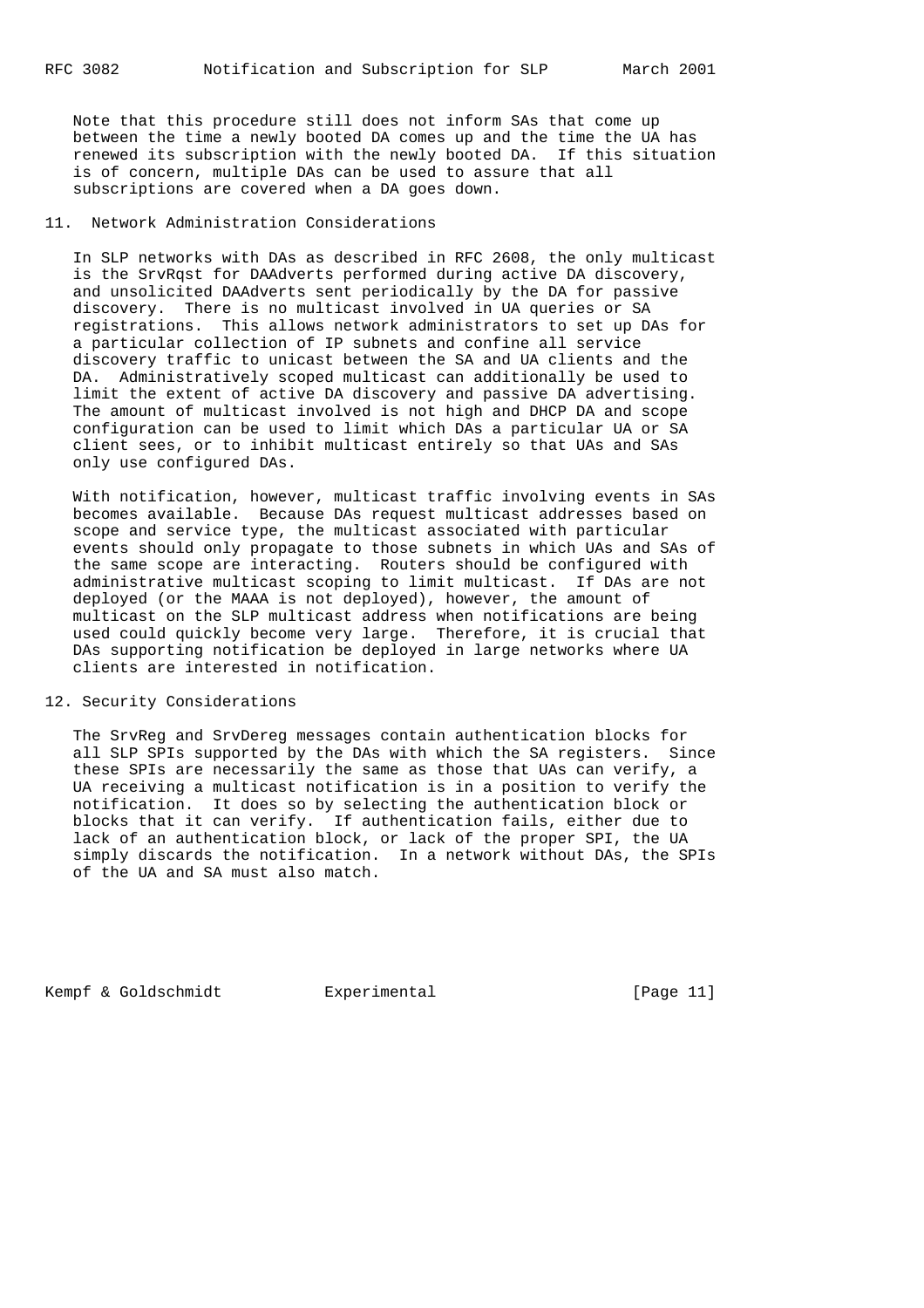Note that this procedure still does not inform SAs that come up between the time a newly booted DA comes up and the time the UA has renewed its subscription with the newly booted DA. If this situation is of concern, multiple DAs can be used to assure that all subscriptions are covered when a DA goes down.

## 11. Network Administration Considerations

In SLP networks with DAs as described in RFC 2608, the only multicast is the SrvRqst for DAAdverts performed during active DA discovery, and unsolicited DAAdverts sent periodically by the DA for passive discovery. There is no multicast involved in UA queries or SA registrations. This allows network administrators to set up DAs for a particular collection of IP subnets and confine all service discovery traffic to unicast between the SA and UA clients and the DA. Administratively scoped multicast can additionally be used to limit the extent of active DA discovery and passive DA advertising. The amount of multicast involved is not high and DHCP DA and scope configuration can be used to limit which DAs a particular UA or SA client sees, or to inhibit multicast entirely so that UAs and SAs only use configured DAs.

With notification, however, multicast traffic involving events in SAs becomes available. Because DAs request multicast addresses based on scope and service type, the multicast associated with particular events should only propagate to those subnets in which UAs and SAs of the same scope are interacting. Routers should be configured with administrative multicast scoping to limit multicast. If DAs are not deployed (or the MAAA is not deployed), however, the amount of multicast on the SLP multicast address when notifications are being used could quickly become very large. Therefore, it is crucial that DAs supporting notification be deployed in large networks where UA clients are interested in notification.

## 12. Security Considerations

The SrvReg and SrvDereg messages contain authentication blocks for all SLP SPIs supported by the DAs with which the SA registers. Since these SPIs are necessarily the same as those that UAs can verify, a UA receiving a multicast notification is in a position to verify the notification. It does so by selecting the authentication block or blocks that it can verify. If authentication fails, either due to lack of an authentication block, or lack of the proper SPI, the UA simply discards the notification. In a network without DAs, the SPIs of the UA and SA must also match.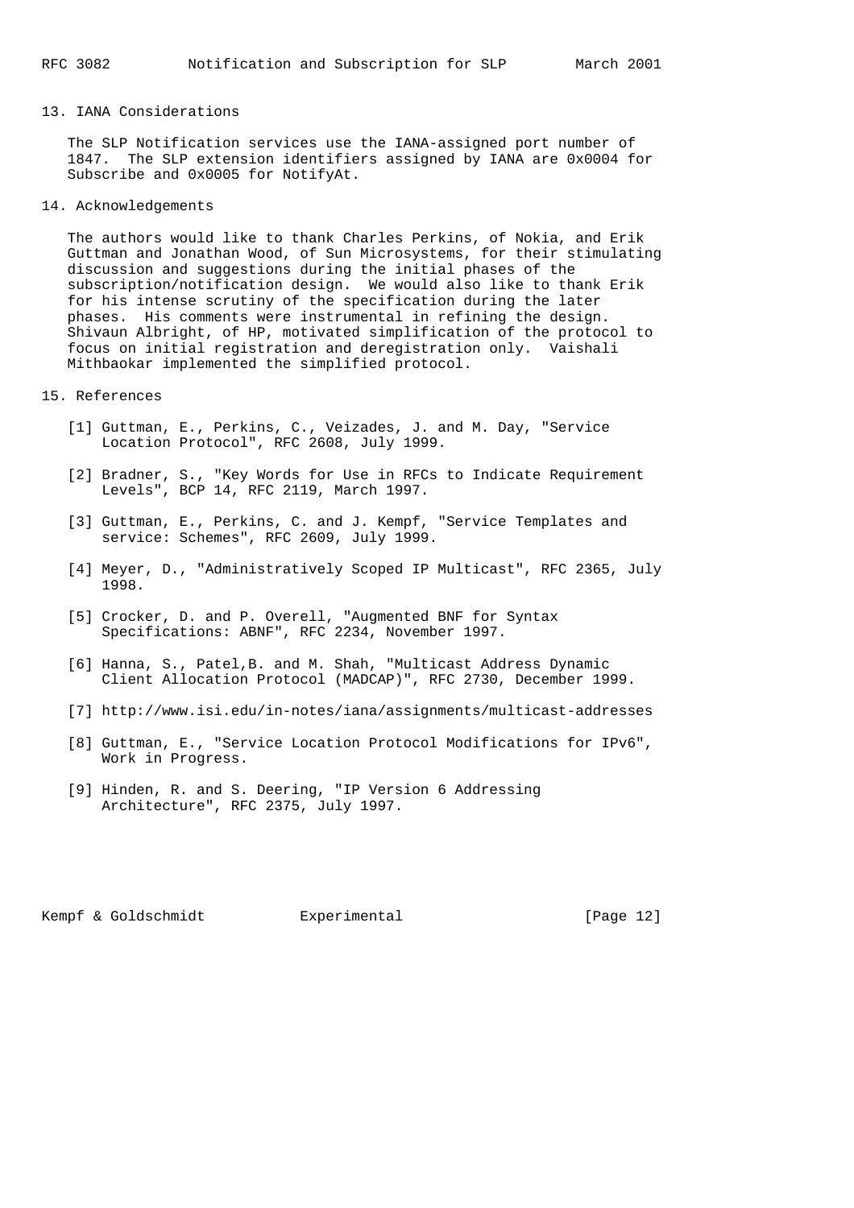## 13. IANA Considerations

The SLP Notification services use the IANA-assigned port number of 1847. The SLP extension identifiers assigned by IANA are 0x0004 for Subscribe and 0x0005 for NotifyAt.

## 14. Acknowledgements

The authors would like to thank Charles Perkins, of Nokia, and Erik Guttman and Jonathan Wood, of Sun Microsystems, for their stimulating discussion and suggestions during the initial phases of the subscription/notification design. We would also like to thank Erik for his intense scrutiny of the specification during the later phases. His comments were instrumental in refining the design. Shivaun Albright, of HP, motivated simplification of the protocol to focus on initial registration and deregistration only. Vaishali Mithbaokar implemented the simplified protocol.

## 15. References

[1] Guttman, E., Perkins, C., Veizades, J. and M. Day, "Service Location Protocol", RFC 2608, July 1999.

[2] Bradner, S., "Key Words for Use in RFCs to Indicate Requirement Levels", BCP 14, RFC 2119, March 1997.

[3] Guttman, E., Perkins, C. and J. Kempf, "Service Templates and service: Schemes", RFC 2609, July 1999.

[4] Meyer, D., "Administratively Scoped IP Multicast", RFC 2365, July 1998.

[5] Crocker, D. and P. Overell, "Augmented BNF for Syntax Specifications: ABNF", RFC 2234, November 1997.

[6] Hanna, S., Patel,B. and M. Shah, "Multicast Address Dynamic Client Allocation Protocol (MADCAP)", RFC 2730, December 1999.

[7] http://www.isi.edu/in-notes/iana/assignments/multicast-addresses

[8] Guttman, E., "Service Location Protocol Modifications for IPv6", Work in Progress.

[9] Hinden, R. and S. Deering, "IP Version 6 Addressing Architecture", RFC 2375, July 1997.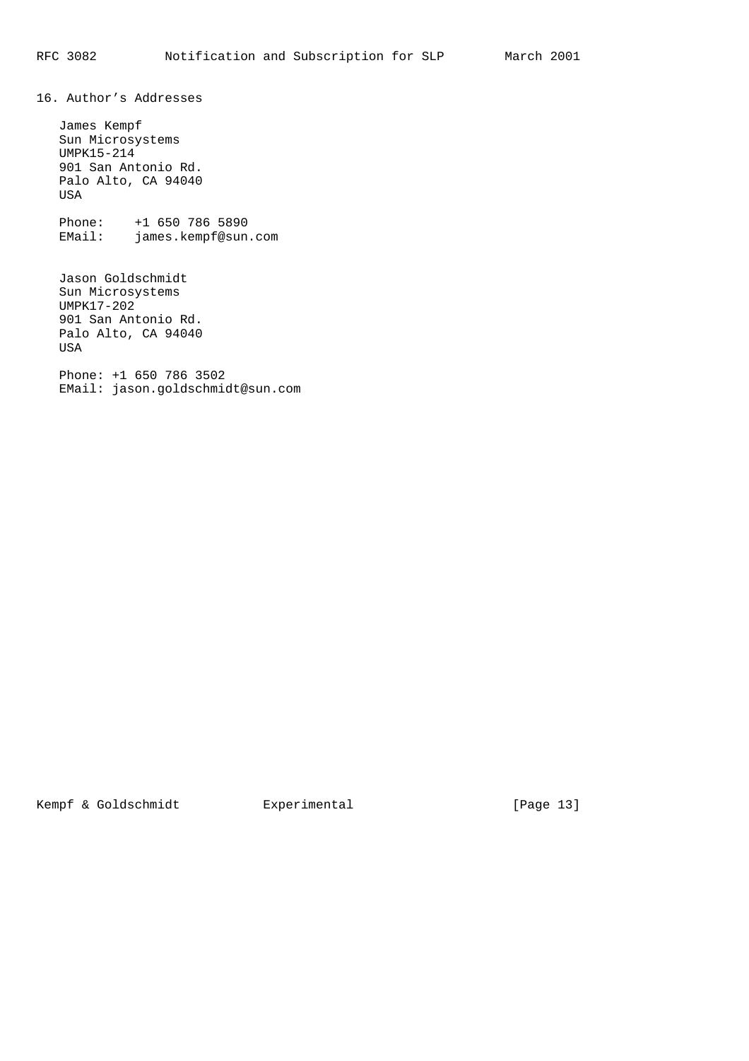## 16. Author's Addresses

James Kempf
Sun Microsystems
UMPK15-214
901 San Antonio Rd.
Palo Alto, CA 94040
USA

Phone: +1 650 786 5890
EMail: james.kempf@sun.com

Jason Goldschmidt
Sun Microsystems
UMPK17-202
901 San Antonio Rd.
Palo Alto, CA 94040
USA

Phone: +1 650 786 3502
EMail: jason.goldschmidt@sun.com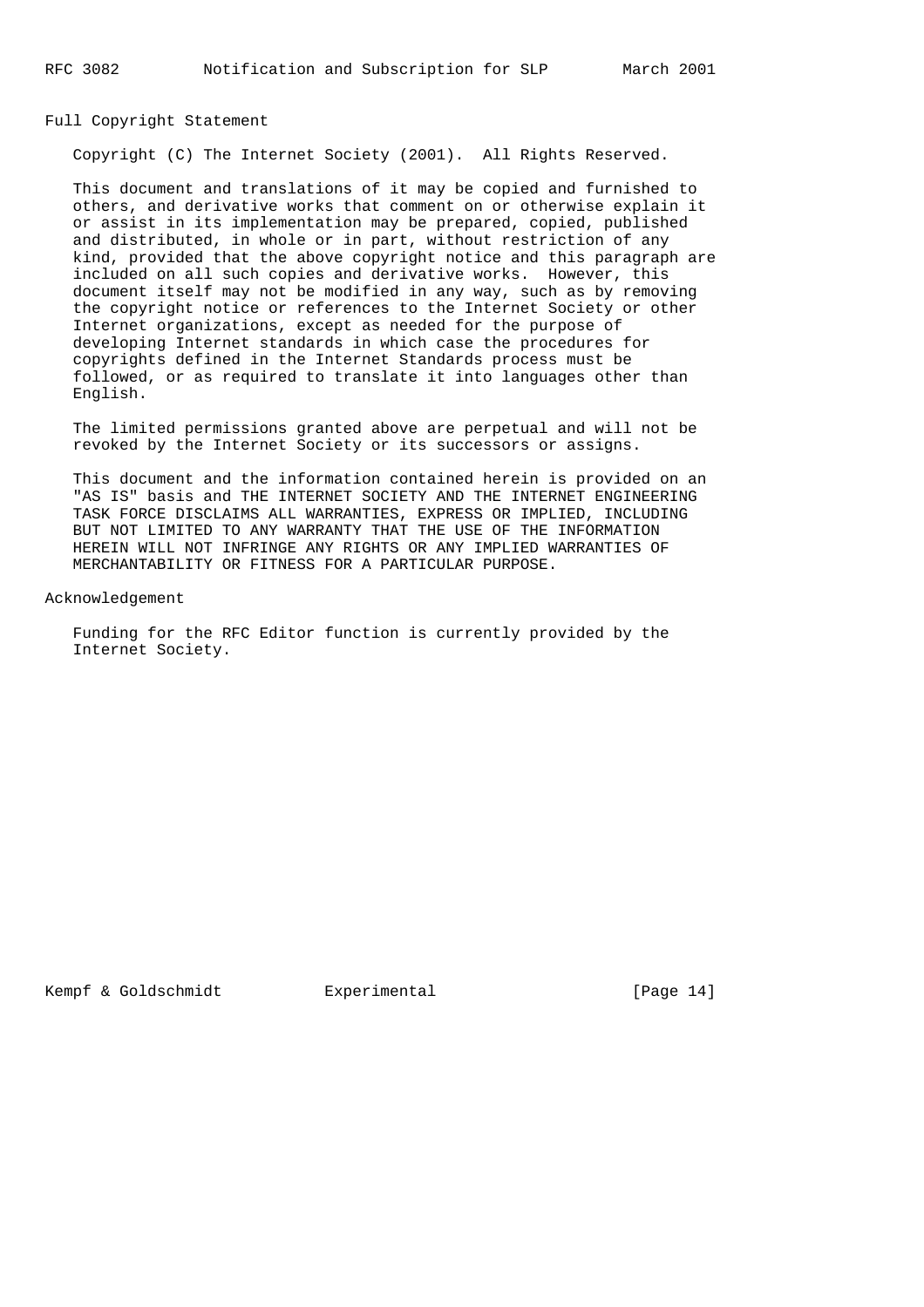## Full Copyright Statement

Copyright (C) The Internet Society (2001). All Rights Reserved.

This document and translations of it may be copied and furnished to others, and derivative works that comment on or otherwise explain it or assist in its implementation may be prepared, copied, published and distributed, in whole or in part, without restriction of any kind, provided that the above copyright notice and this paragraph are included on all such copies and derivative works. However, this document itself may not be modified in any way, such as by removing the copyright notice or references to the Internet Society or other Internet organizations, except as needed for the purpose of developing Internet standards in which case the procedures for copyrights defined in the Internet Standards process must be followed, or as required to translate it into languages other than English.

The limited permissions granted above are perpetual and will not be revoked by the Internet Society or its successors or assigns.

This document and the information contained herein is provided on an "AS IS" basis and THE INTERNET SOCIETY AND THE INTERNET ENGINEERING TASK FORCE DISCLAIMS ALL WARRANTIES, EXPRESS OR IMPLIED, INCLUDING BUT NOT LIMITED TO ANY WARRANTY THAT THE USE OF THE INFORMATION HEREIN WILL NOT INFRINGE ANY RIGHTS OR ANY IMPLIED WARRANTIES OF MERCHANTABILITY OR FITNESS FOR A PARTICULAR PURPOSE.

## Acknowledgement

Funding for the RFC Editor function is currently provided by the Internet Society.